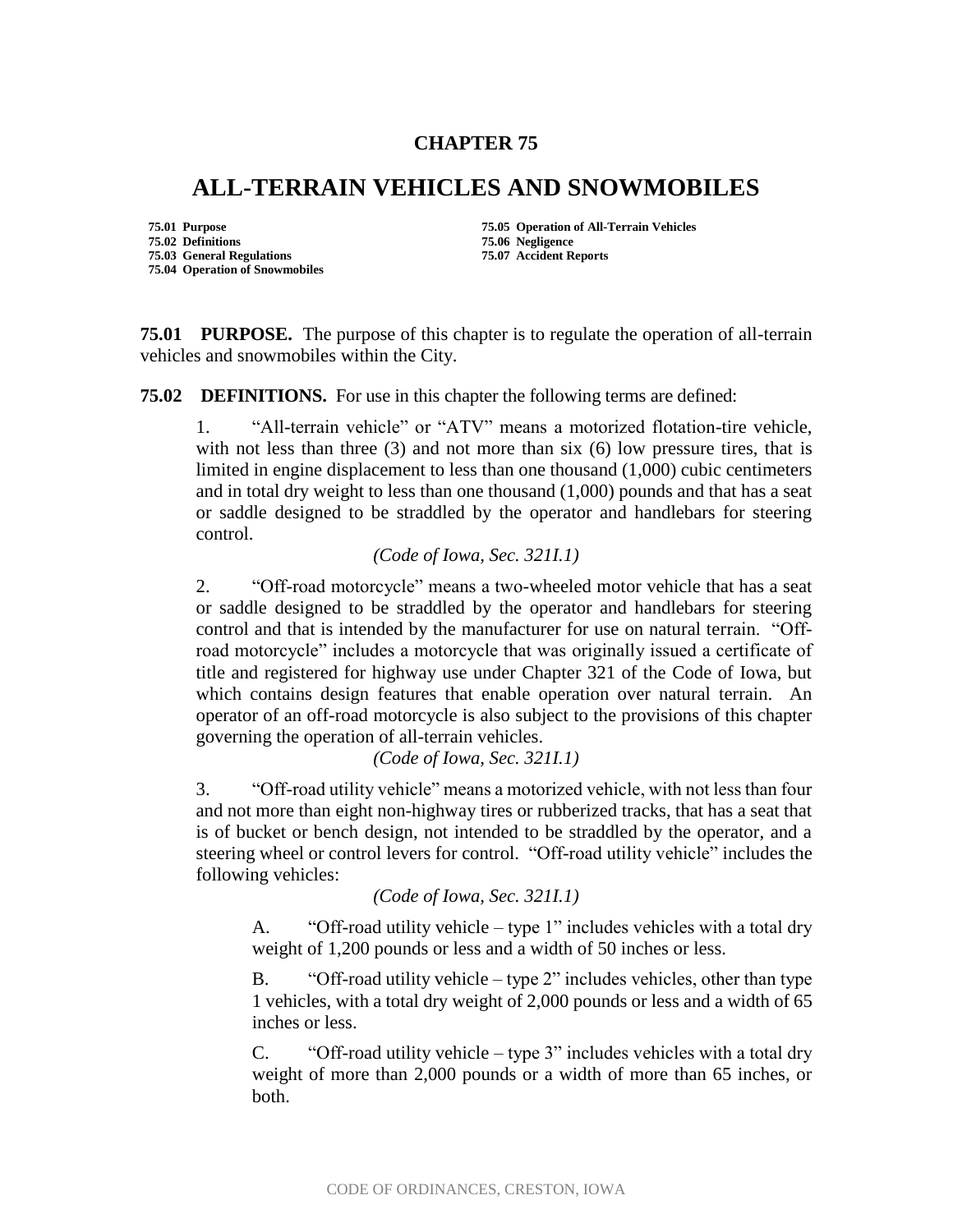# CHAPTER 75

# ALL-TERRAIN VEHICLES AND SNOWMOBILES

**75.01 Purpose**
**75.02 Definitions**
**75.03 General Regulations**
**75.04 Operation of Snowmobiles**
**75.05 Operation of All-Terrain Vehicles**
**75.06 Negligence**
**75.07 Accident Reports**

**75.01 PURPOSE.** The purpose of this chapter is to regulate the operation of all-terrain vehicles and snowmobiles within the City.

**75.02 DEFINITIONS.** For use in this chapter the following terms are defined:

1. "All-terrain vehicle" or "ATV" means a motorized flotation-tire vehicle, with not less than three (3) and not more than six (6) low pressure tires, that is limited in engine displacement to less than one thousand (1,000) cubic centimeters and in total dry weight to less than one thousand (1,000) pounds and that has a seat or saddle designed to be straddled by the operator and handlebars for steering control.

*(Code of Iowa, Sec. 321I.1)*

2. "Off-road motorcycle" means a two-wheeled motor vehicle that has a seat or saddle designed to be straddled by the operator and handlebars for steering control and that is intended by the manufacturer for use on natural terrain. "Off-road motorcycle" includes a motorcycle that was originally issued a certificate of title and registered for highway use under Chapter 321 of the Code of Iowa, but which contains design features that enable operation over natural terrain. An operator of an off-road motorcycle is also subject to the provisions of this chapter governing the operation of all-terrain vehicles.

*(Code of Iowa, Sec. 321I.1)*

3. "Off-road utility vehicle" means a motorized vehicle, with not less than four and not more than eight non-highway tires or rubberized tracks, that has a seat that is of bucket or bench design, not intended to be straddled by the operator, and a steering wheel or control levers for control. "Off-road utility vehicle" includes the following vehicles:

*(Code of Iowa, Sec. 321I.1)*

A. "Off-road utility vehicle – type 1" includes vehicles with a total dry weight of 1,200 pounds or less and a width of 50 inches or less.

B. "Off-road utility vehicle – type 2" includes vehicles, other than type 1 vehicles, with a total dry weight of 2,000 pounds or less and a width of 65 inches or less.

C. "Off-road utility vehicle – type 3" includes vehicles with a total dry weight of more than 2,000 pounds or a width of more than 65 inches, or both.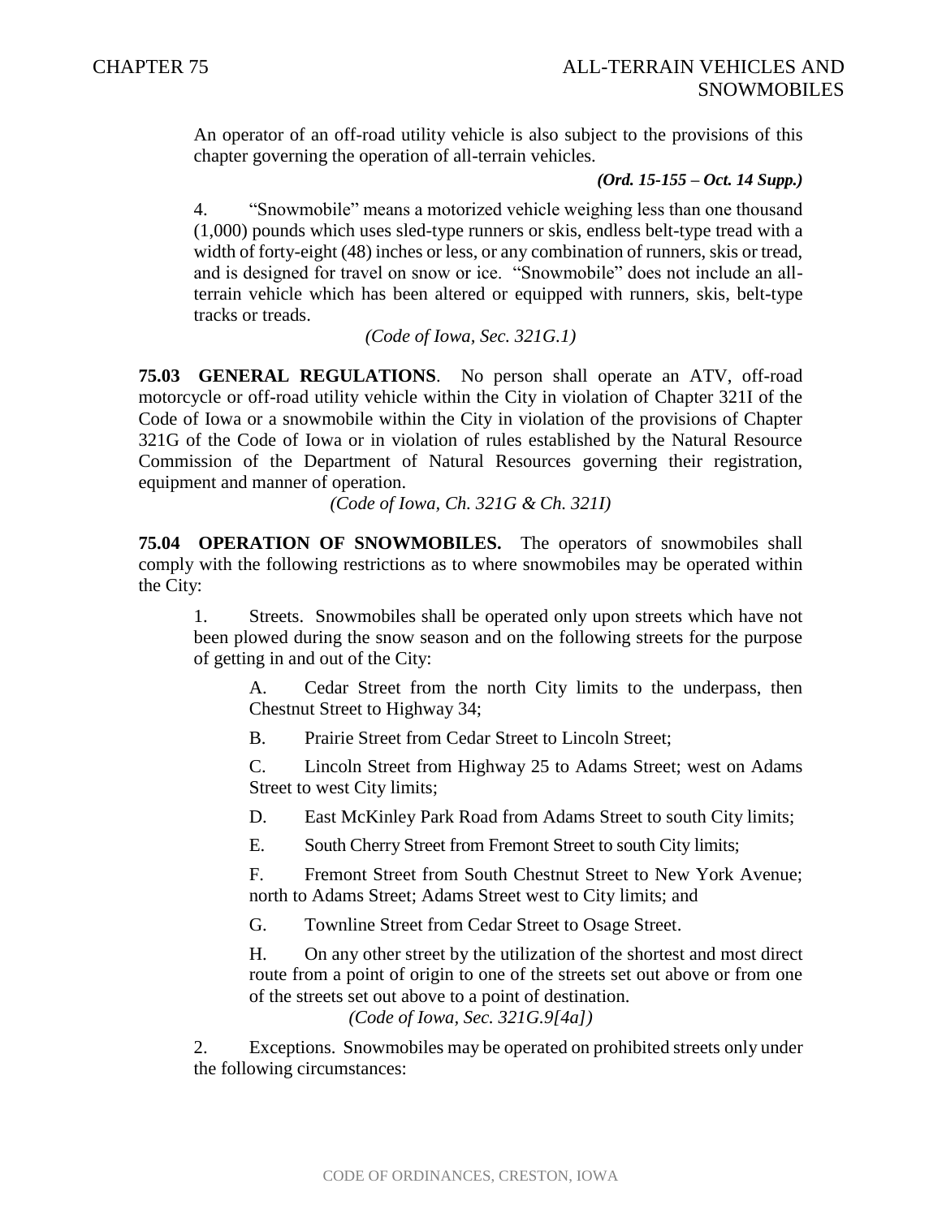An operator of an off-road utility vehicle is also subject to the provisions of this chapter governing the operation of all-terrain vehicles.

***(Ord. 15-155 – Oct. 14 Supp.)***

4. "Snowmobile" means a motorized vehicle weighing less than one thousand (1,000) pounds which uses sled-type runners or skis, endless belt-type tread with a width of forty-eight (48) inches or less, or any combination of runners, skis or tread, and is designed for travel on snow or ice. "Snowmobile" does not include an all-terrain vehicle which has been altered or equipped with runners, skis, belt-type tracks or treads.

*(Code of Iowa, Sec. 321G.1)*

**75.03 GENERAL REGULATIONS**. No person shall operate an ATV, off-road motorcycle or off-road utility vehicle within the City in violation of Chapter 321I of the Code of Iowa or a snowmobile within the City in violation of the provisions of Chapter 321G of the Code of Iowa or in violation of rules established by the Natural Resource Commission of the Department of Natural Resources governing their registration, equipment and manner of operation.

*(Code of Iowa, Ch. 321G & Ch. 321I)*

**75.04 OPERATION OF SNOWMOBILES.** The operators of snowmobiles shall comply with the following restrictions as to where snowmobiles may be operated within the City:

1. Streets. Snowmobiles shall be operated only upon streets which have not been plowed during the snow season and on the following streets for the purpose of getting in and out of the City:

   A. Cedar Street from the north City limits to the underpass, then Chestnut Street to Highway 34;

   B. Prairie Street from Cedar Street to Lincoln Street;

   C. Lincoln Street from Highway 25 to Adams Street; west on Adams Street to west City limits;

   D. East McKinley Park Road from Adams Street to south City limits;

   E. South Cherry Street from Fremont Street to south City limits;

   F. Fremont Street from South Chestnut Street to New York Avenue; north to Adams Street; Adams Street west to City limits; and

   G. Townline Street from Cedar Street to Osage Street.

   H. On any other street by the utilization of the shortest and most direct route from a point of origin to one of the streets set out above or from one of the streets set out above to a point of destination.

   *(Code of Iowa, Sec. 321G.9[4a])*

2. Exceptions. Snowmobiles may be operated on prohibited streets only under the following circumstances: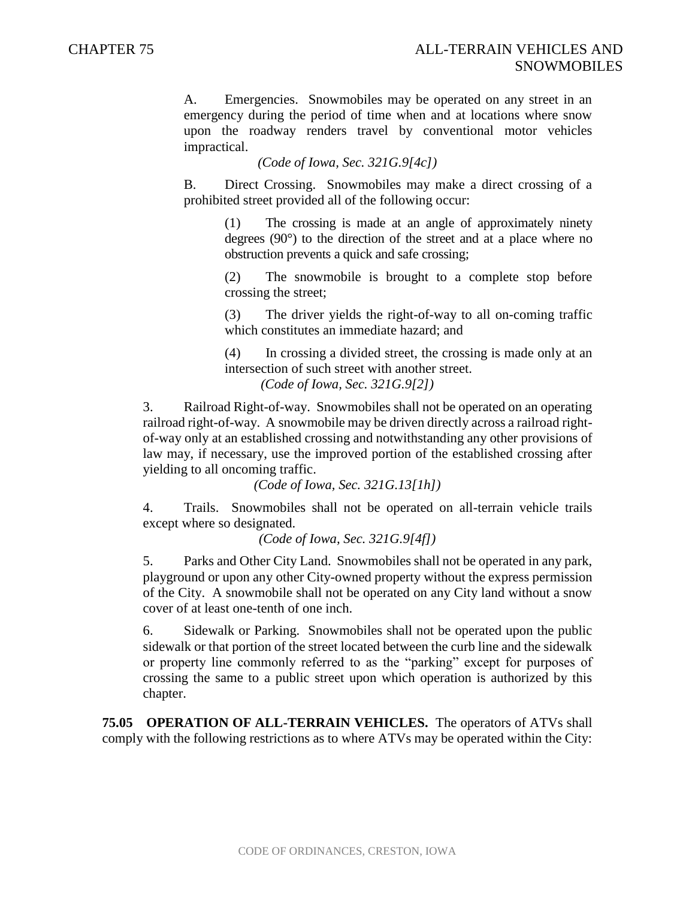A. Emergencies. Snowmobiles may be operated on any street in an emergency during the period of time when and at locations where snow upon the roadway renders travel by conventional motor vehicles impractical.

*(Code of Iowa, Sec. 321G.9[4c])*

B. Direct Crossing. Snowmobiles may make a direct crossing of a prohibited street provided all of the following occur:

(1) The crossing is made at an angle of approximately ninety degrees (90°) to the direction of the street and at a place where no obstruction prevents a quick and safe crossing;

(2) The snowmobile is brought to a complete stop before crossing the street;

(3) The driver yields the right-of-way to all on-coming traffic which constitutes an immediate hazard; and

(4) In crossing a divided street, the crossing is made only at an intersection of such street with another street.

*(Code of Iowa, Sec. 321G.9[2])*

3. Railroad Right-of-way. Snowmobiles shall not be operated on an operating railroad right-of-way. A snowmobile may be driven directly across a railroad right-of-way only at an established crossing and notwithstanding any other provisions of law may, if necessary, use the improved portion of the established crossing after yielding to all oncoming traffic.

*(Code of Iowa, Sec. 321G.13[1h])*

4. Trails. Snowmobiles shall not be operated on all-terrain vehicle trails except where so designated.

*(Code of Iowa, Sec. 321G.9[4f])*

5. Parks and Other City Land. Snowmobiles shall not be operated in any park, playground or upon any other City-owned property without the express permission of the City. A snowmobile shall not be operated on any City land without a snow cover of at least one-tenth of one inch.

6. Sidewalk or Parking. Snowmobiles shall not be operated upon the public sidewalk or that portion of the street located between the curb line and the sidewalk or property line commonly referred to as the "parking" except for purposes of crossing the same to a public street upon which operation is authorized by this chapter.

**75.05 OPERATION OF ALL-TERRAIN VEHICLES.** The operators of ATVs shall comply with the following restrictions as to where ATVs may be operated within the City: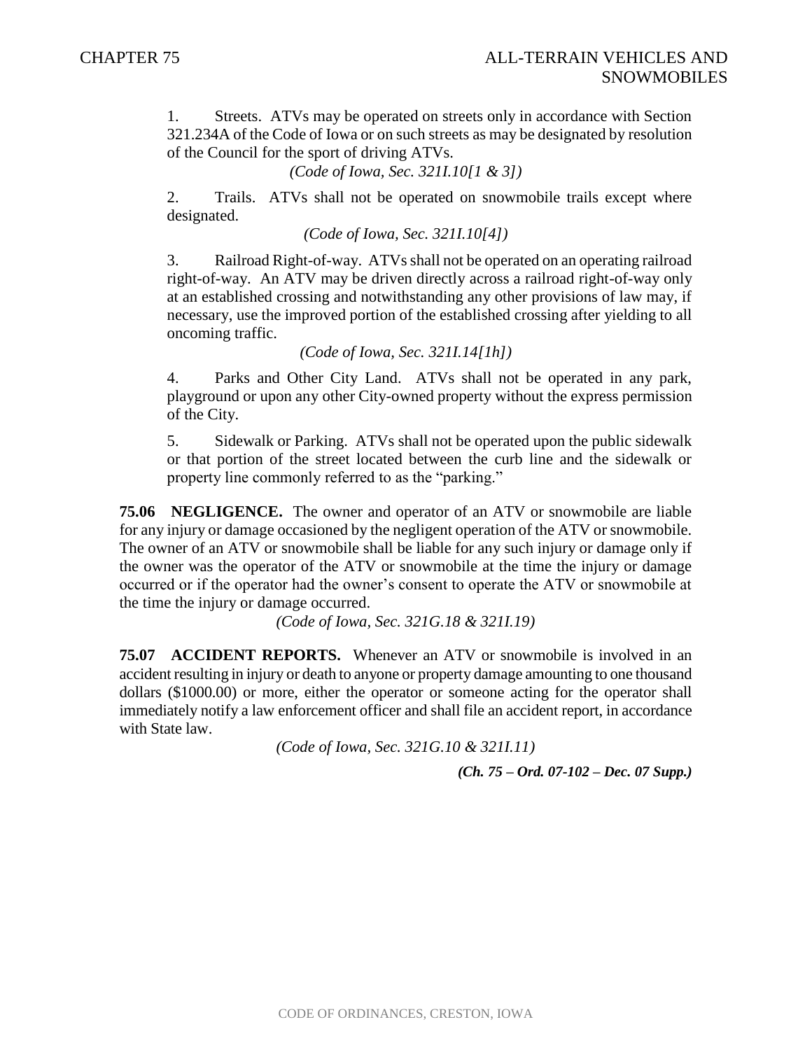1. Streets. ATVs may be operated on streets only in accordance with Section 321.234A of the Code of Iowa or on such streets as may be designated by resolution of the Council for the sport of driving ATVs.

*(Code of Iowa, Sec. 321I.10[1 & 3])*

2. Trails. ATVs shall not be operated on snowmobile trails except where designated.

*(Code of Iowa, Sec. 321I.10[4])*

3. Railroad Right-of-way. ATVs shall not be operated on an operating railroad right-of-way. An ATV may be driven directly across a railroad right-of-way only at an established crossing and notwithstanding any other provisions of law may, if necessary, use the improved portion of the established crossing after yielding to all oncoming traffic.

*(Code of Iowa, Sec. 321I.14[1h])*

4. Parks and Other City Land. ATVs shall not be operated in any park, playground or upon any other City-owned property without the express permission of the City.

5. Sidewalk or Parking. ATVs shall not be operated upon the public sidewalk or that portion of the street located between the curb line and the sidewalk or property line commonly referred to as the "parking."

**75.06 NEGLIGENCE.** The owner and operator of an ATV or snowmobile are liable for any injury or damage occasioned by the negligent operation of the ATV or snowmobile. The owner of an ATV or snowmobile shall be liable for any such injury or damage only if the owner was the operator of the ATV or snowmobile at the time the injury or damage occurred or if the operator had the owner's consent to operate the ATV or snowmobile at the time the injury or damage occurred.

*(Code of Iowa, Sec. 321G.18 & 321I.19)*

**75.07 ACCIDENT REPORTS.** Whenever an ATV or snowmobile is involved in an accident resulting in injury or death to anyone or property damage amounting to one thousand dollars ($1000.00) or more, either the operator or someone acting for the operator shall immediately notify a law enforcement officer and shall file an accident report, in accordance with State law.

*(Code of Iowa, Sec. 321G.10 & 321I.11)*

***(Ch. 75 – Ord. 07-102 – Dec. 07 Supp.)***